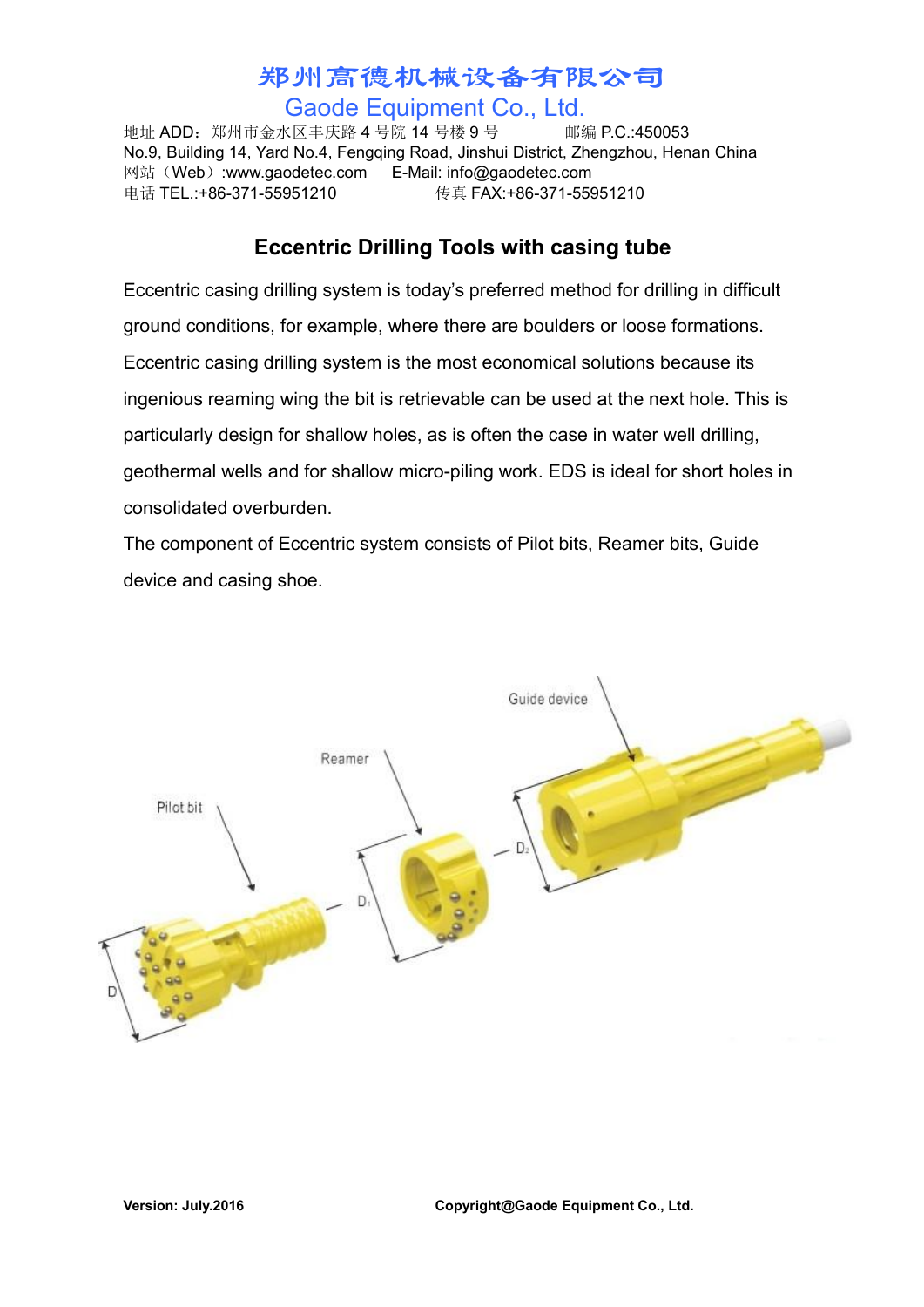# 郑州高德机械设备有限公司

## Gaode Equipment Co., Ltd.

地址 ADD：郑州市金水区丰庆路 4 号院 14 号楼 9 号　　　邮编 P.C.:450053

No.9, Building 14, Yard No.4, Fengqing Road, Jinshui District, Zhengzhou, Henan China

网站（Web）:www.gaodetec.com　　E-Mail: info@gaodetec.com

电话 TEL.:+86-371-55951210　　　　　传真 FAX:+86-371-55951210

## Eccentric Drilling Tools with casing tube

Eccentric casing drilling system is today's preferred method for drilling in difficult ground conditions, for example, where there are boulders or loose formations. Eccentric casing drilling system is the most economical solutions because its ingenious reaming wing the bit is retrievable can be used at the next hole. This is particularly design for shallow holes, as is often the case in water well drilling, geothermal wells and for shallow micro-piling work. EDS is ideal for short holes in consolidated overburden.

The component of Eccentric system consists of Pilot bits, Reamer bits, Guide device and casing shoe.

Pilot bit　Reamer　Guide device

D　$D_1$　$D_2$

**Version: July.2016**　　　　**Copyright@Gaode Equipment Co., Ltd.**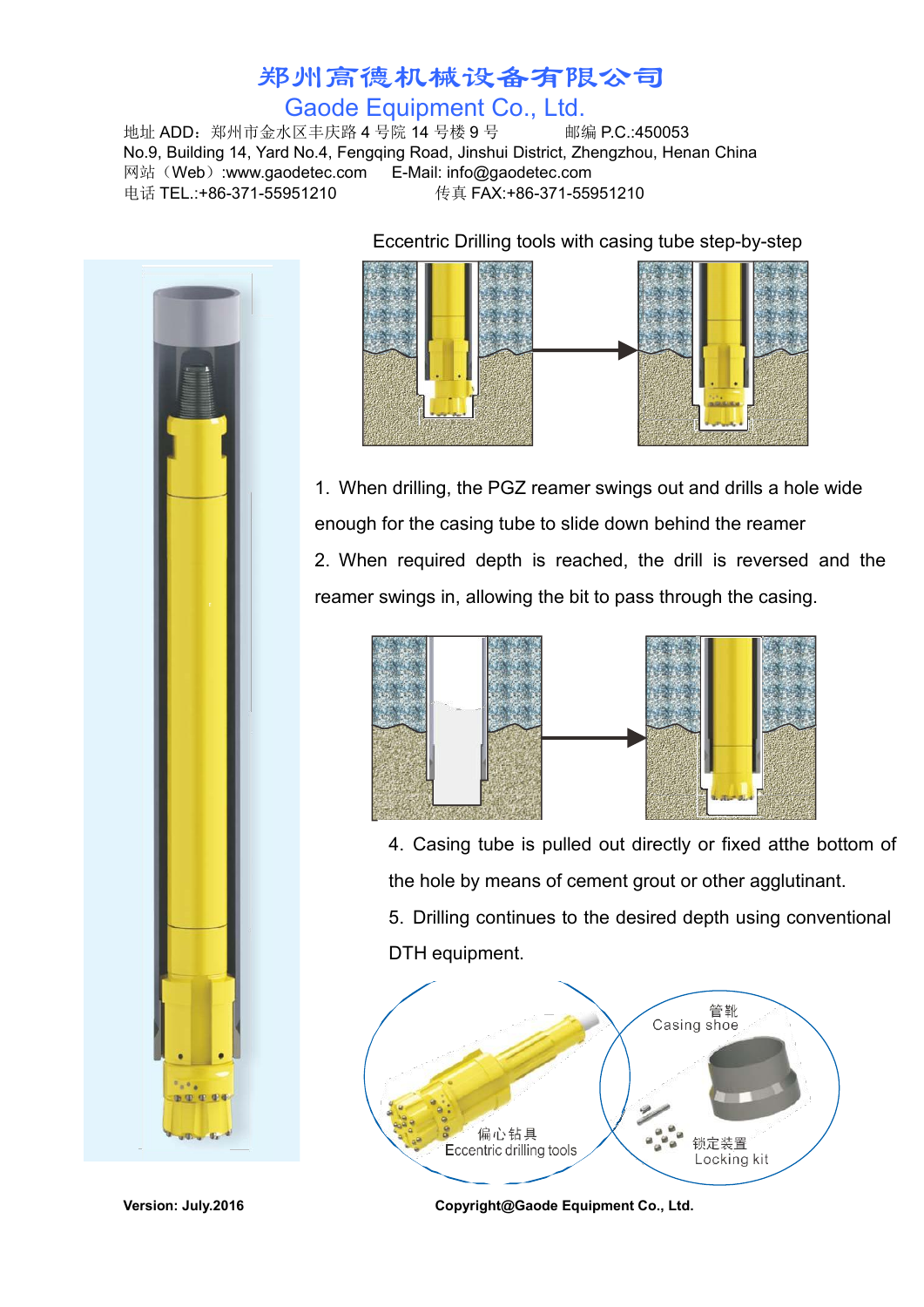# 郑州高德机械设备有限公司

## Gaode Equipment Co., Ltd.

地址 ADD：郑州市金水区丰庆路 4 号院 14 号楼 9 号　　　邮编 P.C.:450053
No.9, Building 14, Yard No.4, Fengqing Road, Jinshui District, Zhengzhou, Henan China
网站（Web）:www.gaodetec.com　　E-Mail: info@gaodetec.com
电话 TEL.:+86-371-55951210　　　　传真 FAX:+86-371-55951210

### Eccentric Drilling tools with casing tube step-by-step

1. When drilling, the PGZ reamer swings out and drills a hole wide enough for the casing tube to slide down behind the reamer
2. When required depth is reached, the drill is reversed and the reamer swings in, allowing the bit to pass through the casing.

4. Casing tube is pulled out directly or fixed atthe bottom of the hole by means of cement grout or other agglutinant.
5. Drilling continues to the desired depth using conventional DTH equipment.

偏心钻具
Eccentric drilling tools

管靴
Casing shoe

锁定装置
Locking kit

**Version: July.2016**　　　　**Copyright@Gaode Equipment Co., Ltd.**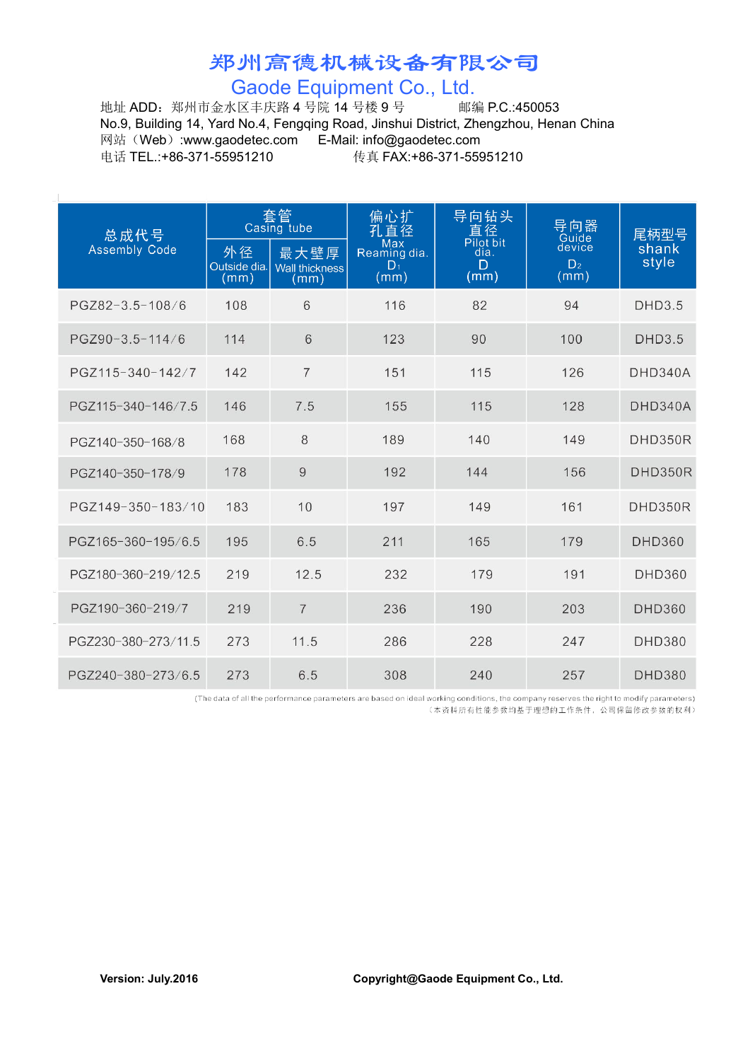# 郑州高德机械设备有限公司

## Gaode Equipment Co., Ltd.

地址 ADD：郑州市金水区丰庆路 4 号院 14 号楼 9 号 邮编 P.C.:450053
No.9, Building 14, Yard No.4, Fengqing Road, Jinshui District, Zhengzhou, Henan China
网站（Web）:www.gaodetec.com E-Mail: info@gaodetec.com
电话 TEL.:+86-371-55951210 传真 FAX:+86-371-55951210

| 总成代号 Assembly Code | 套管 Casing tube | | 偏心扩孔直径 Max Reaming dia. $D_1$ (mm) | 导向钻头直径 Pilot bit dia. D (mm) | 导向器 Guide device $D_2$ (mm) | 尾柄型号 shank style |
|---|---|---|---|---|---|---|
| | 外径 Outside dia. (mm) | 最大壁厚 Wall thickness (mm) | | | | |
| PGZ82-3.5-108/6 | 108 | 6 | 116 | 82 | 94 | DHD3.5 |
| PGZ90-3.5-114/6 | 114 | 6 | 123 | 90 | 100 | DHD3.5 |
| PGZ115-340-142/7 | 142 | 7 | 151 | 115 | 126 | DHD340A |
| PGZ115-340-146/7.5 | 146 | 7.5 | 155 | 115 | 128 | DHD340A |
| PGZ140-350-168/8 | 168 | 8 | 189 | 140 | 149 | DHD350R |
| PGZ140-350-178/9 | 178 | 9 | 192 | 144 | 156 | DHD350R |
| PGZ149-350-183/10 | 183 | 10 | 197 | 149 | 161 | DHD350R |
| PGZ165-360-195/6.5 | 195 | 6.5 | 211 | 165 | 179 | DHD360 |
| PGZ180-360-219/12.5 | 219 | 12.5 | 232 | 179 | 191 | DHD360 |
| PGZ190-360-219/7 | 219 | 7 | 236 | 190 | 203 | DHD360 |
| PGZ230-380-273/11.5 | 273 | 11.5 | 286 | 228 | 247 | DHD380 |
| PGZ240-380-273/6.5 | 273 | 6.5 | 308 | 240 | 257 | DHD380 |

(The data of all the performance parameters are based on ideal working conditions, the company reserves the right to modify parameters)
（本资料所有性能参数均基于理想的工作条件，公司保留修改参数的权利）

**Version: July.2016** **Copyright@Gaode Equipment Co., Ltd.**